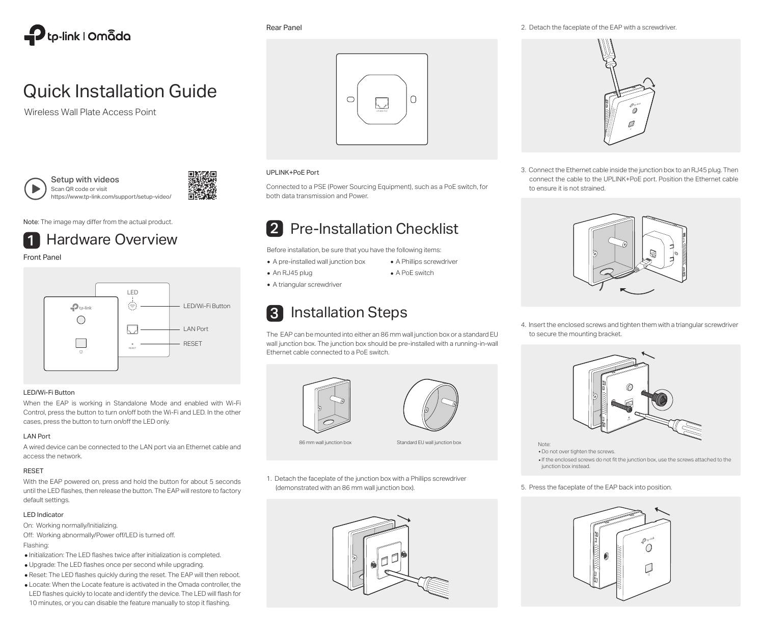tp-link | Omada

# Quick Installation Guide

Wireless Wall Plate Access Point

**Setup with videos**
Scan QR code or visit
https://www.tp-link.com/support/setup-video/

Note: The image may differ from the actual product.

## 1 Hardware Overview

### Front Panel

LED

LED/Wi-Fi Button

LAN Port

RESET

#### LED/Wi-Fi Button

When the EAP is working in Standalone Mode and enabled with Wi-Fi Control, press the button to turn on/off both the Wi-Fi and LED. In the other cases, press the button to turn on/off the LED only.

#### LAN Port

A wired device can be connected to the LAN port via an Ethernet cable and access the network.

#### RESET

With the EAP powered on, press and hold the button for about 5 seconds until the LED flashes, then release the button. The EAP will restore to factory default settings.

#### LED Indicator

On: Working normally/Initializing.

Off: Working abnormally/Power off/LED is turned off.

Flashing:

- Initialization: The LED flashes twice after initialization is completed.
- Upgrade: The LED flashes once per second while upgrading.
- Reset: The LED flashes quickly during the reset. The EAP will then reboot.
- Locate: When the Locate feature is activated in the Omada controller, the LED flashes quickly to locate and identify the device. The LED will flash for 10 minutes, or you can disable the feature manually to stop it flashing.

### Rear Panel

#### UPLINK+PoE Port

Connected to a PSE (Power Sourcing Equipment), such as a PoE switch, for both data transmission and Power.

## 2 Pre-Installation Checklist

Before installation, be sure that you have the following items:

- A pre-installed wall junction box
- An RJ45 plug
- A triangular screwdriver
- A Phillips screwdriver
- A PoE switch

## 3 Installation Steps

The EAP can be mounted into either an 86 mm wall junction box or a standard EU wall junction box. The junction box should be pre-installed with a running-in-wall Ethernet cable connected to a PoE switch.

86 mm wall junction box

Standard EU wall junction box

1. Detach the faceplate of the junction box with a Phillips screwdriver (demonstrated with an 86 mm wall junction box).

2. Detach the faceplate of the EAP with a screwdriver.

3. Connect the Ethernet cable inside the junction box to an RJ45 plug. Then connect the cable to the UPLINK+PoE port. Position the Ethernet cable to ensure it is not strained.

4. Insert the enclosed screws and tighten them with a triangular screwdriver to secure the mounting bracket.

Note:
- Do not over tighten the screws.
- If the enclosed screws do not fit the junction box, use the screws attached to the junction box instead.

5. Press the faceplate of the EAP back into position.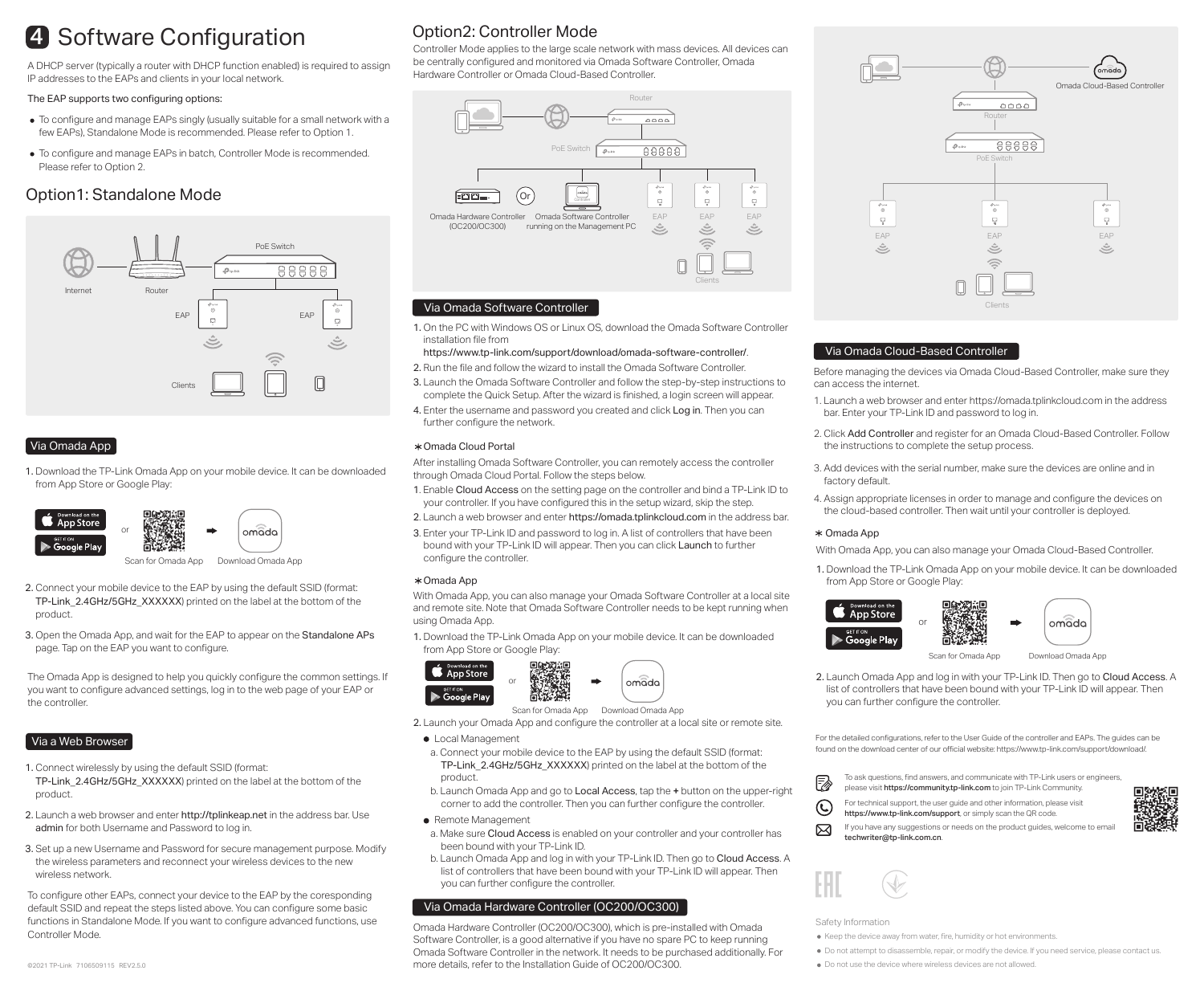# 4 Software Configuration

A DHCP server (typically a router with DHCP function enabled) is required to assign IP addresses to the EAPs and clients in your local network.

The EAP supports two configuring options:

- To configure and manage EAPs singly (usually suitable for a small network with a few EAPs), Standalone Mode is recommended. Please refer to Option 1.
- To configure and manage EAPs in batch, Controller Mode is recommended. Please refer to Option 2.

## Option1: Standalone Mode

Internet
Router
PoE Switch
EAP
EAP
Clients

### Via Omada App

1. Download the TP-Link Omada App on your mobile device. It can be downloaded from App Store or Google Play:

Scan for Omada App    Download Omada App

2. Connect your mobile device to the EAP by using the default SSID (format: TP-Link_2.4GHz/5GHz_XXXXXX) printed on the label at the bottom of the product.
3. Open the Omada App, and wait for the EAP to appear on the **Standalone APs** page. Tap on the EAP you want to configure.

The Omada App is designed to help you quickly configure the common settings. If you want to configure advanced settings, log in to the web page of your EAP or the controller.

### Via a Web Browser

1. Connect wirelessly by using the default SSID (format: TP-Link_2.4GHz/5GHz_XXXXXX) printed on the label at the bottom of the product.
2. Launch a web browser and enter **http://tplinkeap.net** in the address bar. Use **admin** for both Username and Password to log in.
3. Set up a new Username and Password for secure management purpose. Modify the wireless parameters and reconnect your wireless devices to the new wireless network.

To configure other EAPs, connect your device to the EAP by the coresponding default SSID and repeat the steps listed above. You can configure some basic functions in Standalone Mode. If you want to configure advanced functions, use Controller Mode.

## Option2: Controller Mode

Controller Mode applies to the large scale network with mass devices. All devices can be centrally configured and monitored via Omada Software Controller, Omada Hardware Controller or Omada Cloud-Based Controller.

Router
PoE Switch
Omada Hardware Controller (OC200/OC300)
Or
Omada Software Controller running on the Management PC
EAP
EAP
EAP
Clients

### Via Omada Software Controller

1. On the PC with Windows OS or Linux OS, download the Omada Software Controller installation file from https://www.tp-link.com/support/download/omada-software-controller/.
2. Run the file and follow the wizard to install the Omada Software Controller.
3. Launch the Omada Software Controller and follow the step-by-step instructions to complete the Quick Setup. After the wizard is finished, a login screen will appear.
4. Enter the username and password you created and click **Log in**. Then you can further configure the network.

#### * Omada Cloud Portal

After installing Omada Software Controller, you can remotely access the controller through Omada Cloud Portal. Follow the steps below.

1. Enable **Cloud Access** on the setting page on the controller and bind a TP-Link ID to your controller. If you have configured this in the setup wizard, skip the step.
2. Launch a web browser and enter **https://omada.tplinkcloud.com** in the address bar.
3. Enter your TP-Link ID and password to log in. A list of controllers that have been bound with your TP-Link ID will appear. Then you can click **Launch** to further configure the controller.

#### * Omada App

With Omada App, you can also manage your Omada Software Controller at a local site and remote site. Note that Omada Software Controller needs to be kept running when using Omada App.

1. Download the TP-Link Omada App on your mobile device. It can be downloaded from App Store or Google Play:

Scan for Omada App    Download Omada App

2. Launch your Omada App and configure the controller at a local site or remote site.
   - Local Management
     a. Connect your mobile device to the EAP by using the default SSID (format: TP-Link_2.4GHz/5GHz_XXXXXX) printed on the label at the bottom of the product.
     b. Launch Omada App and go to **Local Access**, tap the **+** button on the upper-right corner to add the controller. Then you can further configure the controller.
   - Remote Management
     a. Make sure **Cloud Access** is enabled on your controller and your controller has been bound with your TP-Link ID.
     b. Launch Omada App and log in with your TP-Link ID. Then go to **Cloud Access**. A list of controllers that have been bound with your TP-Link ID will appear. Then you can further configure the controller.

### Via Omada Hardware Controller (OC200/OC300)

Omada Hardware Controller (OC200/OC300), which is pre-installed with Omada Software Controller, is a good alternative if you have no spare PC to keep running Omada Software Controller in the network. It needs to be purchased additionally. For more details, refer to the Installation Guide of OC200/OC300.

Omada Cloud-Based Controller
Router
PoE Switch
EAP
EAP
EAP
Clients

### Via Omada Cloud-Based Controller

Before managing the devices via Omada Cloud-Based Controller, make sure they can access the internet.

1. Launch a web browser and enter https://omada.tplinkcloud.com in the address bar. Enter your TP-Link ID and password to log in.
2. Click **Add Controller** and register for an Omada Cloud-Based Controller. Follow the instructions to complete the setup process.
3. Add devices with the serial number, make sure the devices are online and in factory default.
4. Assign appropriate licenses in order to manage and configure the devices on the cloud-based controller. Then wait until your controller is deployed.

#### * Omada App

With Omada App, you can also manage your Omada Cloud-Based Controller.

1. Download the TP-Link Omada App on your mobile device. It can be downloaded from App Store or Google Play:

Scan for Omada App    Download Omada App

2. Launch Omada App and log in with your TP-Link ID. Then go to **Cloud Access**. A list of controllers that have been bound with your TP-Link ID will appear. Then you can further configure the controller.

For the detailed configurations, refer to the User Guide of the controller and EAPs. The guides can be found on the download center of our official website: https://www.tp-link.com/support/download/.

To ask questions, find answers, and communicate with TP-Link users or engineers, please visit **https://community.tp-link.com** to join TP-Link Community.

For technical support, the user guide and other information, please visit **https://www.tp-link.com/support**, or simply scan the QR code.

If you have any suggestions or needs on the product guides, welcome to email **techwriter@tp-link.com.cn**.

Safety Information

- Keep the device away from water, fire, humidity or hot environments.
- Do not attempt to disassemble, repair, or modify the device. If you need service, please contact us.
- Do not use the device where wireless devices are not allowed.

©2021 TP-Link 7106509115 REV2.5.0